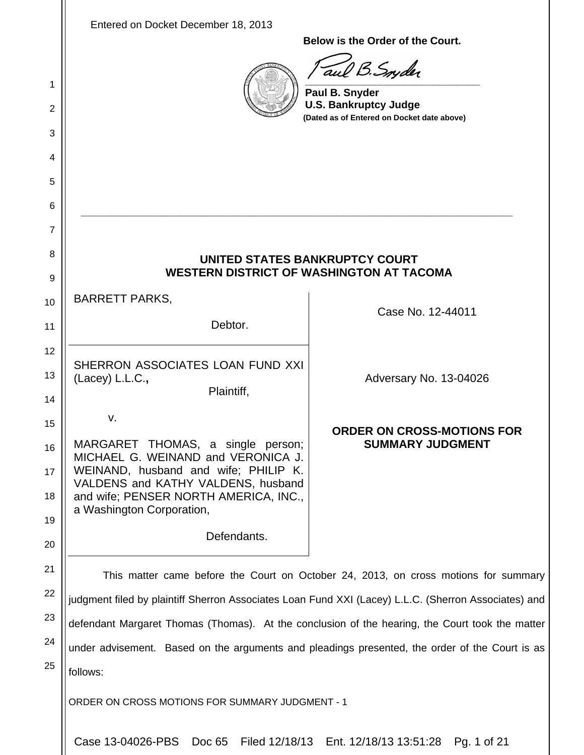Entered on Docket December 18, 2013

**Below is the Order of the Court.**

Paul B. Snyder

**Paul B. Snyder**
**U.S. Bankruptcy Judge**
**(Dated as of Entered on Docket date above)**

---

**UNITED STATES BANKRUPTCY COURT**
**WESTERN DISTRICT OF WASHINGTON AT TACOMA**

| | |
|---|---|
| BARRETT PARKS, Debtor. | Case No. 12-44011 |
| SHERRON ASSOCIATES LOAN FUND XXI (Lacey) L.L.C., Plaintiff, v. MARGARET THOMAS, a single person; MICHAEL G. WEINAND and VERONICA J. WEINAND, husband and wife; PHILIP K. VALDENS and KATHY VALDENS, husband and wife; PENSER NORTH AMERICA, INC., a Washington Corporation, Defendants. | Adversary No. 13-04026 **ORDER ON CROSS-MOTIONS FOR SUMMARY JUDGMENT** |

This matter came before the Court on October 24, 2013, on cross motions for summary judgment filed by plaintiff Sherron Associates Loan Fund XXI (Lacey) L.L.C. (Sherron Associates) and defendant Margaret Thomas (Thomas). At the conclusion of the hearing, the Court took the matter under advisement. Based on the arguments and pleadings presented, the order of the Court is as follows: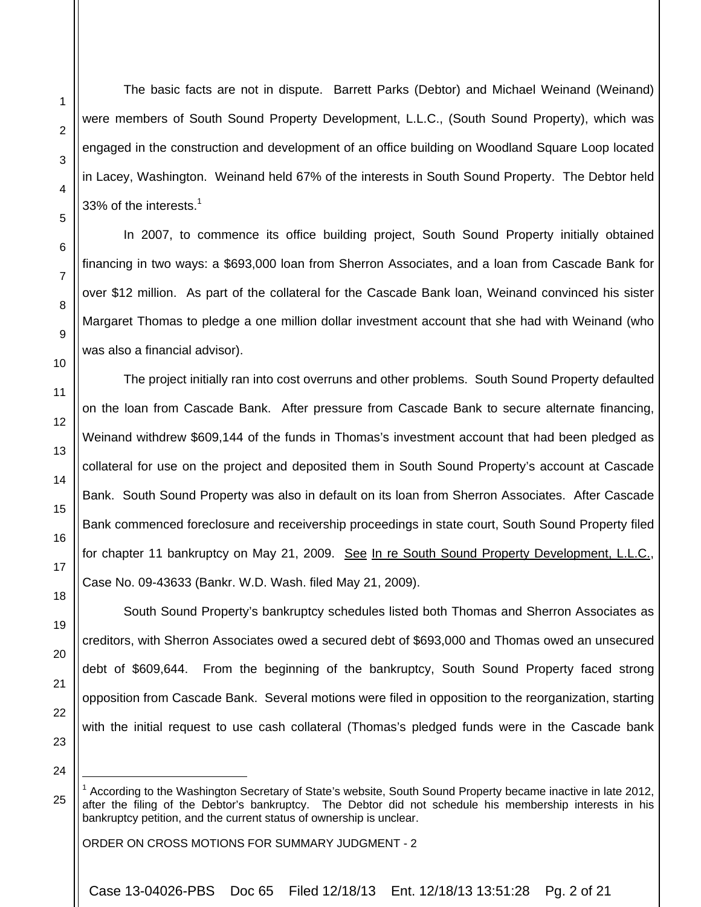The basic facts are not in dispute. Barrett Parks (Debtor) and Michael Weinand (Weinand) were members of South Sound Property Development, L.L.C., (South Sound Property), which was engaged in the construction and development of an office building on Woodland Square Loop located in Lacey, Washington. Weinand held 67% of the interests in South Sound Property. The Debtor held 33% of the interests.[1]

In 2007, to commence its office building project, South Sound Property initially obtained financing in two ways: a $693,000 loan from Sherron Associates, and a loan from Cascade Bank for over $12 million. As part of the collateral for the Cascade Bank loan, Weinand convinced his sister Margaret Thomas to pledge a one million dollar investment account that she had with Weinand (who was also a financial advisor).

The project initially ran into cost overruns and other problems. South Sound Property defaulted on the loan from Cascade Bank. After pressure from Cascade Bank to secure alternate financing, Weinand withdrew $609,144 of the funds in Thomas's investment account that had been pledged as collateral for use on the project and deposited them in South Sound Property's account at Cascade Bank. South Sound Property was also in default on its loan from Sherron Associates. After Cascade Bank commenced foreclosure and receivership proceedings in state court, South Sound Property filed for chapter 11 bankruptcy on May 21, 2009. See In re South Sound Property Development, L.L.C., Case No. 09-43633 (Bankr. W.D. Wash. filed May 21, 2009).

South Sound Property's bankruptcy schedules listed both Thomas and Sherron Associates as creditors, with Sherron Associates owed a secured debt of $693,000 and Thomas owed an unsecured debt of $609,644. From the beginning of the bankruptcy, South Sound Property faced strong opposition from Cascade Bank. Several motions were filed in opposition to the reorganization, starting with the initial request to use cash collateral (Thomas's pledged funds were in the Cascade bank

[1] According to the Washington Secretary of State's website, South Sound Property became inactive in late 2012, after the filing of the Debtor's bankruptcy. The Debtor did not schedule his membership interests in his bankruptcy petition, and the current status of ownership is unclear.

ORDER ON CROSS MOTIONS FOR SUMMARY JUDGMENT - 2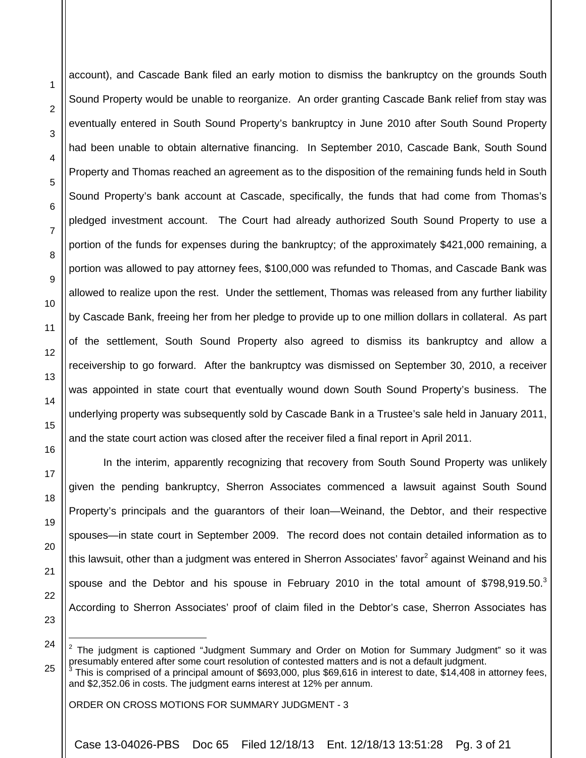account), and Cascade Bank filed an early motion to dismiss the bankruptcy on the grounds South Sound Property would be unable to reorganize. An order granting Cascade Bank relief from stay was eventually entered in South Sound Property's bankruptcy in June 2010 after South Sound Property had been unable to obtain alternative financing. In September 2010, Cascade Bank, South Sound Property and Thomas reached an agreement as to the disposition of the remaining funds held in South Sound Property's bank account at Cascade, specifically, the funds that had come from Thomas's pledged investment account. The Court had already authorized South Sound Property to use a portion of the funds for expenses during the bankruptcy; of the approximately $421,000 remaining, a portion was allowed to pay attorney fees, $100,000 was refunded to Thomas, and Cascade Bank was allowed to realize upon the rest. Under the settlement, Thomas was released from any further liability by Cascade Bank, freeing her from her pledge to provide up to one million dollars in collateral. As part of the settlement, South Sound Property also agreed to dismiss its bankruptcy and allow a receivership to go forward. After the bankruptcy was dismissed on September 30, 2010, a receiver was appointed in state court that eventually wound down South Sound Property's business. The underlying property was subsequently sold by Cascade Bank in a Trustee's sale held in January 2011, and the state court action was closed after the receiver filed a final report in April 2011.

In the interim, apparently recognizing that recovery from South Sound Property was unlikely given the pending bankruptcy, Sherron Associates commenced a lawsuit against South Sound Property's principals and the guarantors of their loan—Weinand, the Debtor, and their respective spouses—in state court in September 2009. The record does not contain detailed information as to this lawsuit, other than a judgment was entered in Sherron Associates' favor[2] against Weinand and his spouse and the Debtor and his spouse in February 2010 in the total amount of $798,919.50.[3] According to Sherron Associates' proof of claim filed in the Debtor's case, Sherron Associates has

---

[2] The judgment is captioned "Judgment Summary and Order on Motion for Summary Judgment" so it was presumably entered after some court resolution of contested matters and is not a default judgment.

[3] This is comprised of a principal amount of $693,000, plus $69,616 in interest to date, $14,408 in attorney fees, and $2,352.06 in costs. The judgment earns interest at 12% per annum.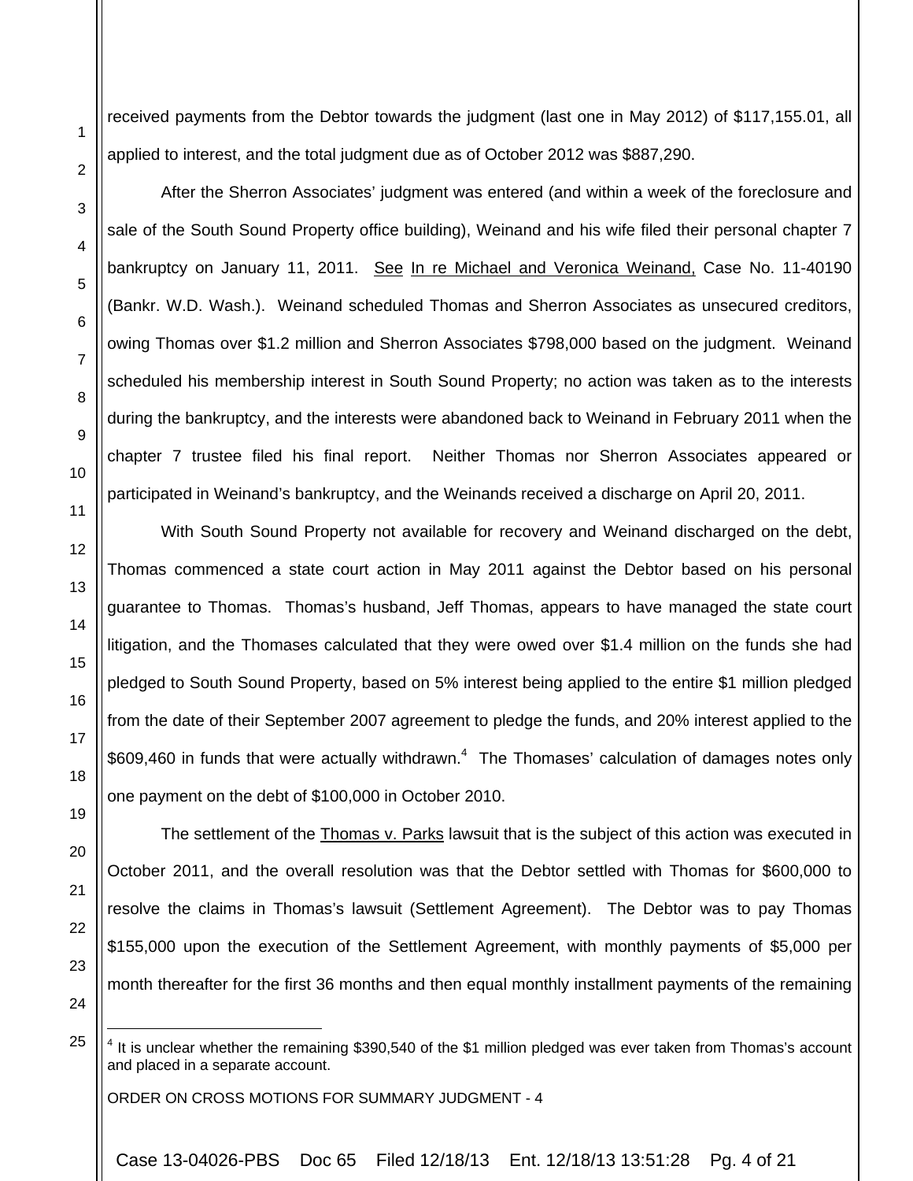received payments from the Debtor towards the judgment (last one in May 2012) of $117,155.01, all applied to interest, and the total judgment due as of October 2012 was $887,290.

After the Sherron Associates' judgment was entered (and within a week of the foreclosure and sale of the South Sound Property office building), Weinand and his wife filed their personal chapter 7 bankruptcy on January 11, 2011. See In re Michael and Veronica Weinand, Case No. 11-40190 (Bankr. W.D. Wash.). Weinand scheduled Thomas and Sherron Associates as unsecured creditors, owing Thomas over $1.2 million and Sherron Associates $798,000 based on the judgment. Weinand scheduled his membership interest in South Sound Property; no action was taken as to the interests during the bankruptcy, and the interests were abandoned back to Weinand in February 2011 when the chapter 7 trustee filed his final report. Neither Thomas nor Sherron Associates appeared or participated in Weinand's bankruptcy, and the Weinands received a discharge on April 20, 2011.

With South Sound Property not available for recovery and Weinand discharged on the debt, Thomas commenced a state court action in May 2011 against the Debtor based on his personal guarantee to Thomas. Thomas's husband, Jeff Thomas, appears to have managed the state court litigation, and the Thomases calculated that they were owed over $1.4 million on the funds she had pledged to South Sound Property, based on 5% interest being applied to the entire $1 million pledged from the date of their September 2007 agreement to pledge the funds, and 20% interest applied to the $609,460 in funds that were actually withdrawn.[4] The Thomases' calculation of damages notes only one payment on the debt of $100,000 in October 2010.

The settlement of the Thomas v. Parks lawsuit that is the subject of this action was executed in October 2011, and the overall resolution was that the Debtor settled with Thomas for $600,000 to resolve the claims in Thomas's lawsuit (Settlement Agreement). The Debtor was to pay Thomas $155,000 upon the execution of the Settlement Agreement, with monthly payments of $5,000 per month thereafter for the first 36 months and then equal monthly installment payments of the remaining

[4] It is unclear whether the remaining $390,540 of the $1 million pledged was ever taken from Thomas's account and placed in a separate account.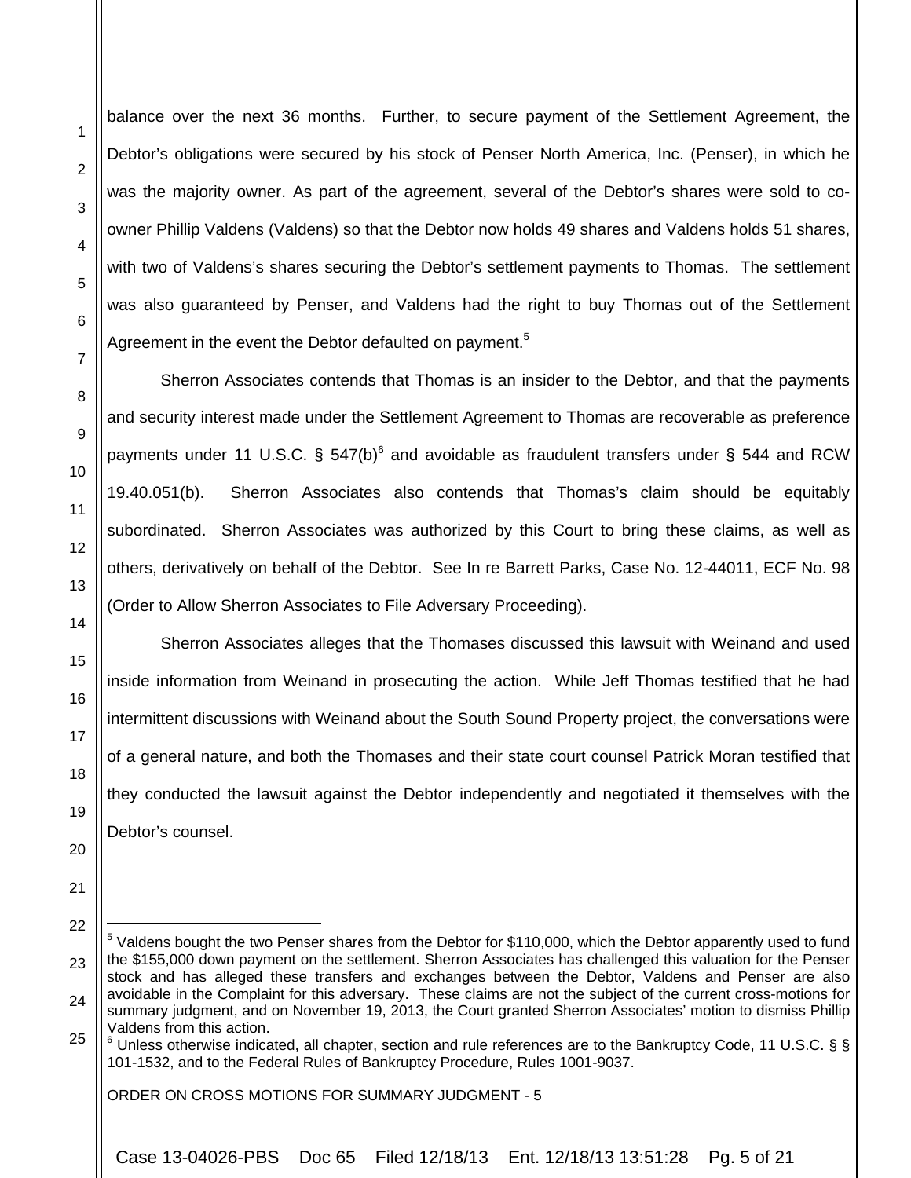balance over the next 36 months. Further, to secure payment of the Settlement Agreement, the Debtor's obligations were secured by his stock of Penser North America, Inc. (Penser), in which he was the majority owner. As part of the agreement, several of the Debtor's shares were sold to co-owner Phillip Valdens (Valdens) so that the Debtor now holds 49 shares and Valdens holds 51 shares, with two of Valdens's shares securing the Debtor's settlement payments to Thomas. The settlement was also guaranteed by Penser, and Valdens had the right to buy Thomas out of the Settlement Agreement in the event the Debtor defaulted on payment.[5]

Sherron Associates contends that Thomas is an insider to the Debtor, and that the payments and security interest made under the Settlement Agreement to Thomas are recoverable as preference payments under 11 U.S.C. § 547(b)[6] and avoidable as fraudulent transfers under § 544 and RCW 19.40.051(b). Sherron Associates also contends that Thomas's claim should be equitably subordinated. Sherron Associates was authorized by this Court to bring these claims, as well as others, derivatively on behalf of the Debtor. See In re Barrett Parks, Case No. 12-44011, ECF No. 98 (Order to Allow Sherron Associates to File Adversary Proceeding).

Sherron Associates alleges that the Thomases discussed this lawsuit with Weinand and used inside information from Weinand in prosecuting the action. While Jeff Thomas testified that he had intermittent discussions with Weinand about the South Sound Property project, the conversations were of a general nature, and both the Thomases and their state court counsel Patrick Moran testified that they conducted the lawsuit against the Debtor independently and negotiated it themselves with the Debtor's counsel.

---

[5] Valdens bought the two Penser shares from the Debtor for $110,000, which the Debtor apparently used to fund the $155,000 down payment on the settlement. Sherron Associates has challenged this valuation for the Penser stock and has alleged these transfers and exchanges between the Debtor, Valdens and Penser are also avoidable in the Complaint for this adversary. These claims are not the subject of the current cross-motions for summary judgment, and on November 19, 2013, the Court granted Sherron Associates' motion to dismiss Phillip Valdens from this action.

[6] Unless otherwise indicated, all chapter, section and rule references are to the Bankruptcy Code, 11 U.S.C. § § 101-1532, and to the Federal Rules of Bankruptcy Procedure, Rules 1001-9037.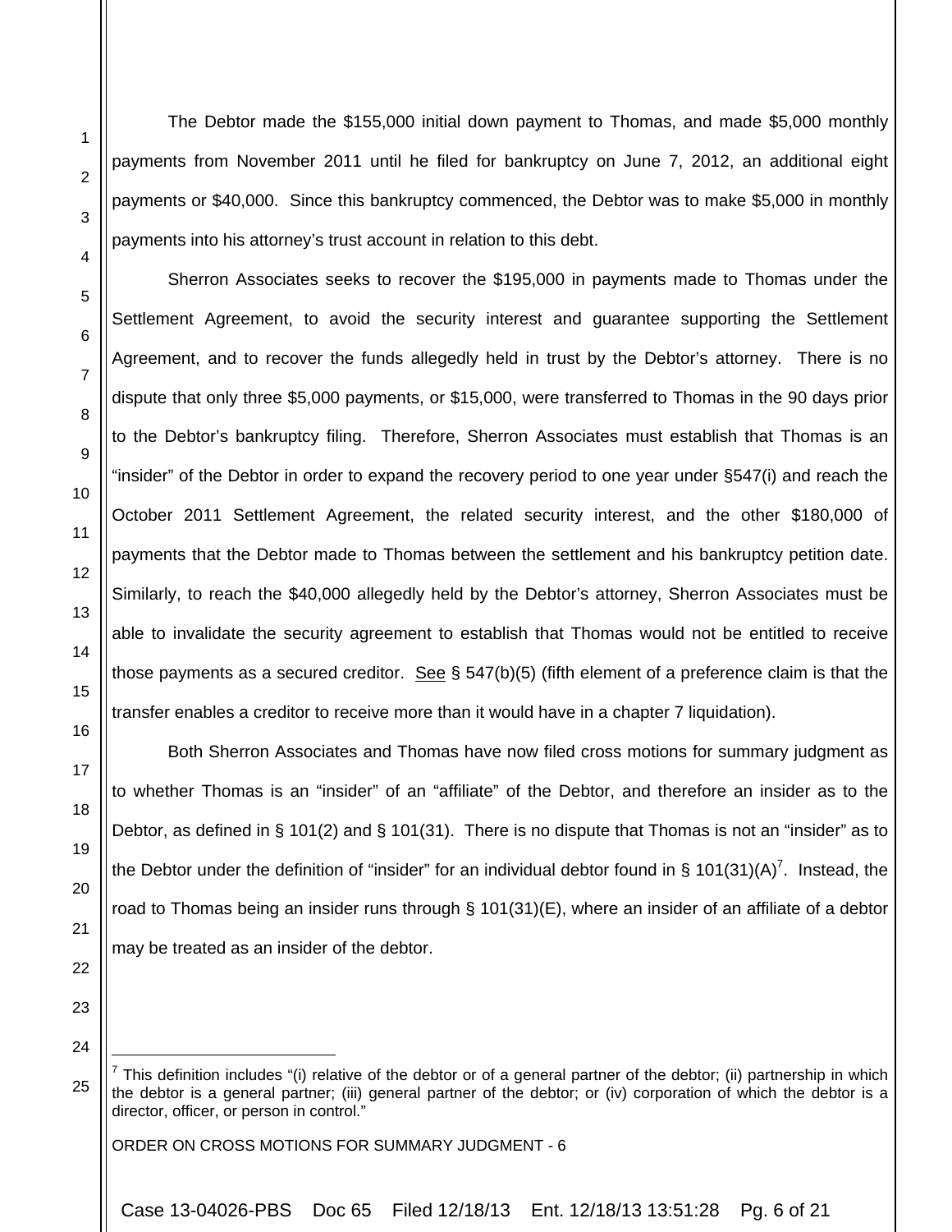The Debtor made the $155,000 initial down payment to Thomas, and made $5,000 monthly payments from November 2011 until he filed for bankruptcy on June 7, 2012, an additional eight payments or $40,000. Since this bankruptcy commenced, the Debtor was to make $5,000 in monthly payments into his attorney's trust account in relation to this debt.

Sherron Associates seeks to recover the $195,000 in payments made to Thomas under the Settlement Agreement, to avoid the security interest and guarantee supporting the Settlement Agreement, and to recover the funds allegedly held in trust by the Debtor's attorney. There is no dispute that only three $5,000 payments, or $15,000, were transferred to Thomas in the 90 days prior to the Debtor's bankruptcy filing. Therefore, Sherron Associates must establish that Thomas is an "insider" of the Debtor in order to expand the recovery period to one year under §547(i) and reach the October 2011 Settlement Agreement, the related security interest, and the other $180,000 of payments that the Debtor made to Thomas between the settlement and his bankruptcy petition date. Similarly, to reach the $40,000 allegedly held by the Debtor's attorney, Sherron Associates must be able to invalidate the security agreement to establish that Thomas would not be entitled to receive those payments as a secured creditor. See § 547(b)(5) (fifth element of a preference claim is that the transfer enables a creditor to receive more than it would have in a chapter 7 liquidation).

Both Sherron Associates and Thomas have now filed cross motions for summary judgment as to whether Thomas is an "insider" of an "affiliate" of the Debtor, and therefore an insider as to the Debtor, as defined in § 101(2) and § 101(31). There is no dispute that Thomas is not an "insider" as to the Debtor under the definition of "insider" for an individual debtor found in § 101(31)(A)[7]. Instead, the road to Thomas being an insider runs through § 101(31)(E), where an insider of an affiliate of a debtor may be treated as an insider of the debtor.

---

[7] This definition includes "(i) relative of the debtor or of a general partner of the debtor; (ii) partnership in which the debtor is a general partner; (iii) general partner of the debtor; or (iv) corporation of which the debtor is a director, officer, or person in control."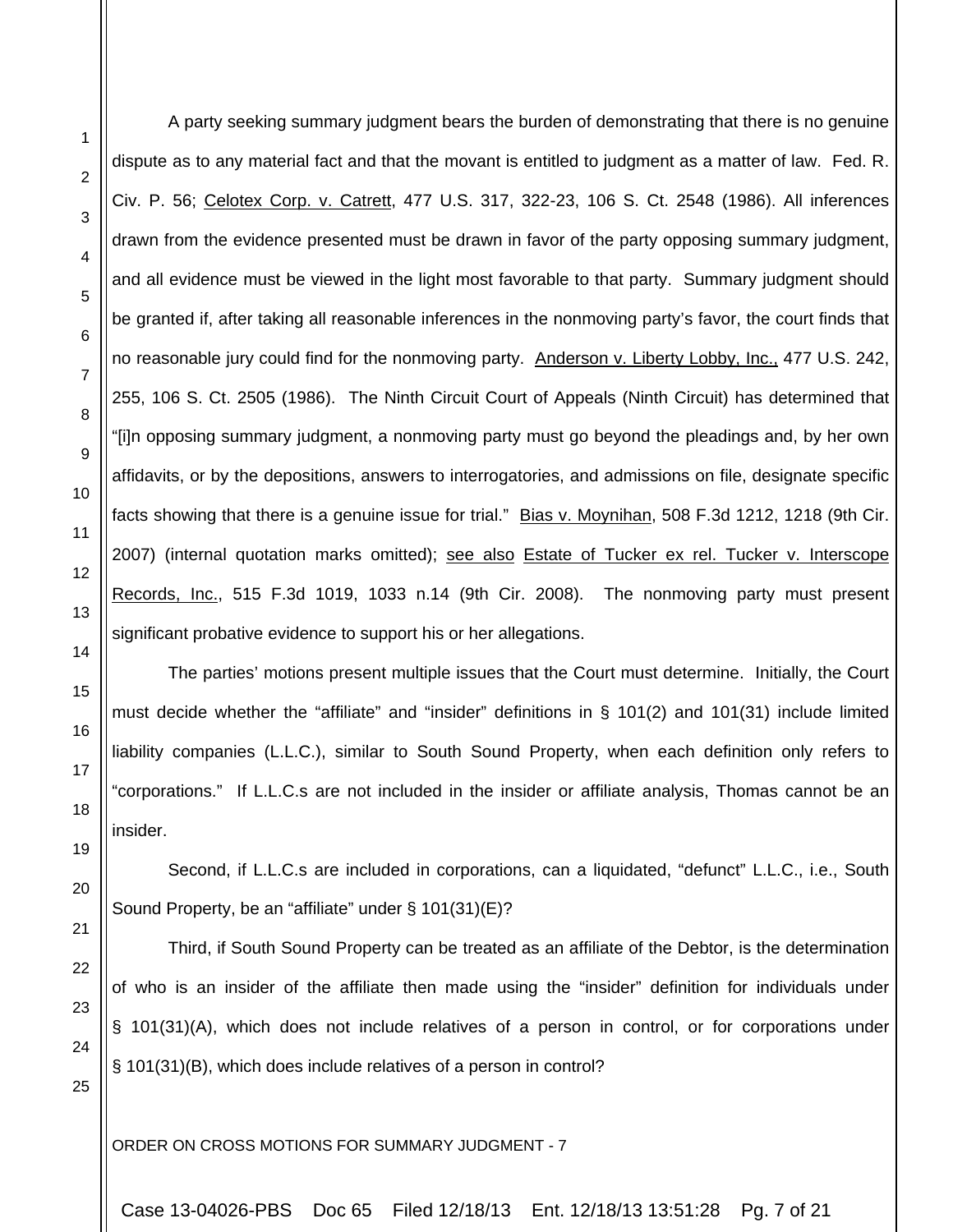A party seeking summary judgment bears the burden of demonstrating that there is no genuine dispute as to any material fact and that the movant is entitled to judgment as a matter of law. Fed. R. Civ. P. 56; Celotex Corp. v. Catrett, 477 U.S. 317, 322-23, 106 S. Ct. 2548 (1986). All inferences drawn from the evidence presented must be drawn in favor of the party opposing summary judgment, and all evidence must be viewed in the light most favorable to that party. Summary judgment should be granted if, after taking all reasonable inferences in the nonmoving party's favor, the court finds that no reasonable jury could find for the nonmoving party. Anderson v. Liberty Lobby, Inc., 477 U.S. 242, 255, 106 S. Ct. 2505 (1986). The Ninth Circuit Court of Appeals (Ninth Circuit) has determined that "[i]n opposing summary judgment, a nonmoving party must go beyond the pleadings and, by her own affidavits, or by the depositions, answers to interrogatories, and admissions on file, designate specific facts showing that there is a genuine issue for trial." Bias v. Moynihan, 508 F.3d 1212, 1218 (9th Cir. 2007) (internal quotation marks omitted); see also Estate of Tucker ex rel. Tucker v. Interscope Records, Inc., 515 F.3d 1019, 1033 n.14 (9th Cir. 2008). The nonmoving party must present significant probative evidence to support his or her allegations.

The parties' motions present multiple issues that the Court must determine. Initially, the Court must decide whether the "affiliate" and "insider" definitions in § 101(2) and 101(31) include limited liability companies (L.L.C.), similar to South Sound Property, when each definition only refers to "corporations." If L.L.C.s are not included in the insider or affiliate analysis, Thomas cannot be an insider.

Second, if L.L.C.s are included in corporations, can a liquidated, "defunct" L.L.C., i.e., South Sound Property, be an "affiliate" under § 101(31)(E)?

Third, if South Sound Property can be treated as an affiliate of the Debtor, is the determination of who is an insider of the affiliate then made using the "insider" definition for individuals under § 101(31)(A), which does not include relatives of a person in control, or for corporations under § 101(31)(B), which does include relatives of a person in control?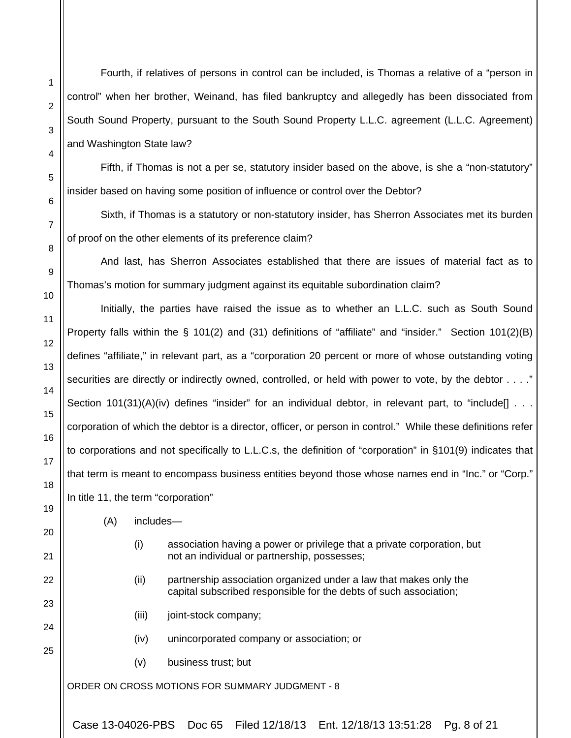Fourth, if relatives of persons in control can be included, is Thomas a relative of a "person in control" when her brother, Weinand, has filed bankruptcy and allegedly has been dissociated from South Sound Property, pursuant to the South Sound Property L.L.C. agreement (L.L.C. Agreement) and Washington State law?

Fifth, if Thomas is not a per se, statutory insider based on the above, is she a "non-statutory" insider based on having some position of influence or control over the Debtor?

Sixth, if Thomas is a statutory or non-statutory insider, has Sherron Associates met its burden of proof on the other elements of its preference claim?

And last, has Sherron Associates established that there are issues of material fact as to Thomas's motion for summary judgment against its equitable subordination claim?

Initially, the parties have raised the issue as to whether an L.L.C. such as South Sound Property falls within the § 101(2) and (31) definitions of "affiliate" and "insider." Section 101(2)(B) defines "affiliate," in relevant part, as a "corporation 20 percent or more of whose outstanding voting securities are directly or indirectly owned, controlled, or held with power to vote, by the debtor . . . ." Section 101(31)(A)(iv) defines "insider" for an individual debtor, in relevant part, to "include[] . . . corporation of which the debtor is a director, officer, or person in control." While these definitions refer to corporations and not specifically to L.L.C.s, the definition of "corporation" in §101(9) indicates that that term is meant to encompass business entities beyond those whose names end in "Inc." or "Corp." In title 11, the term "corporation"

> (A) includes—
>
> (i) association having a power or privilege that a private corporation, but not an individual or partnership, possesses;
>
> (ii) partnership association organized under a law that makes only the capital subscribed responsible for the debts of such association;
>
> (iii) joint-stock company;
>
> (iv) unincorporated company or association; or
>
> (v) business trust; but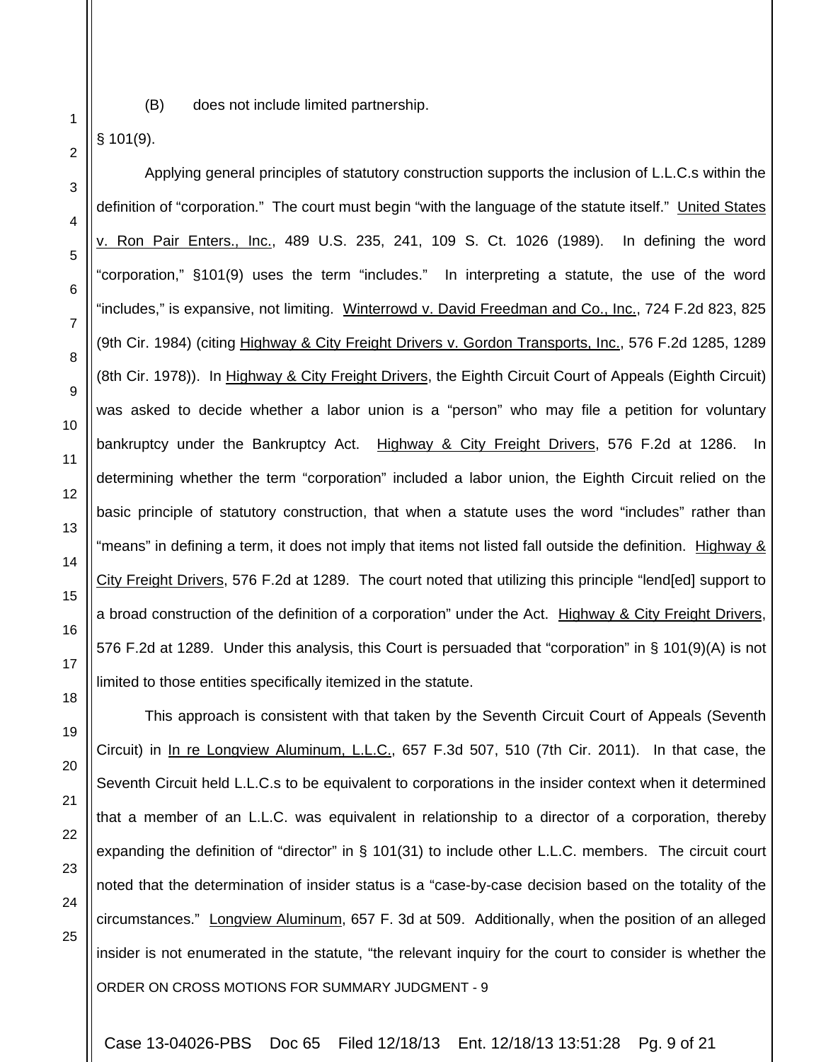(B) does not include limited partnership.

§ 101(9).

Applying general principles of statutory construction supports the inclusion of L.L.C.s within the definition of "corporation." The court must begin "with the language of the statute itself." United States v. Ron Pair Enters., Inc., 489 U.S. 235, 241, 109 S. Ct. 1026 (1989). In defining the word "corporation," §101(9) uses the term "includes." In interpreting a statute, the use of the word "includes," is expansive, not limiting. Winterrowd v. David Freedman and Co., Inc., 724 F.2d 823, 825 (9th Cir. 1984) (citing Highway & City Freight Drivers v. Gordon Transports, Inc., 576 F.2d 1285, 1289 (8th Cir. 1978)). In Highway & City Freight Drivers, the Eighth Circuit Court of Appeals (Eighth Circuit) was asked to decide whether a labor union is a "person" who may file a petition for voluntary bankruptcy under the Bankruptcy Act. Highway & City Freight Drivers, 576 F.2d at 1286. In determining whether the term "corporation" included a labor union, the Eighth Circuit relied on the basic principle of statutory construction, that when a statute uses the word "includes" rather than "means" in defining a term, it does not imply that items not listed fall outside the definition. Highway & City Freight Drivers, 576 F.2d at 1289. The court noted that utilizing this principle "lend[ed] support to a broad construction of the definition of a corporation" under the Act. Highway & City Freight Drivers, 576 F.2d at 1289. Under this analysis, this Court is persuaded that "corporation" in § 101(9)(A) is not limited to those entities specifically itemized in the statute.

This approach is consistent with that taken by the Seventh Circuit Court of Appeals (Seventh Circuit) in In re Longview Aluminum, L.L.C., 657 F.3d 507, 510 (7th Cir. 2011). In that case, the Seventh Circuit held L.L.C.s to be equivalent to corporations in the insider context when it determined that a member of an L.L.C. was equivalent in relationship to a director of a corporation, thereby expanding the definition of "director" in § 101(31) to include other L.L.C. members. The circuit court noted that the determination of insider status is a "case-by-case decision based on the totality of the circumstances." Longview Aluminum, 657 F. 3d at 509. Additionally, when the position of an alleged insider is not enumerated in the statute, "the relevant inquiry for the court to consider is whether the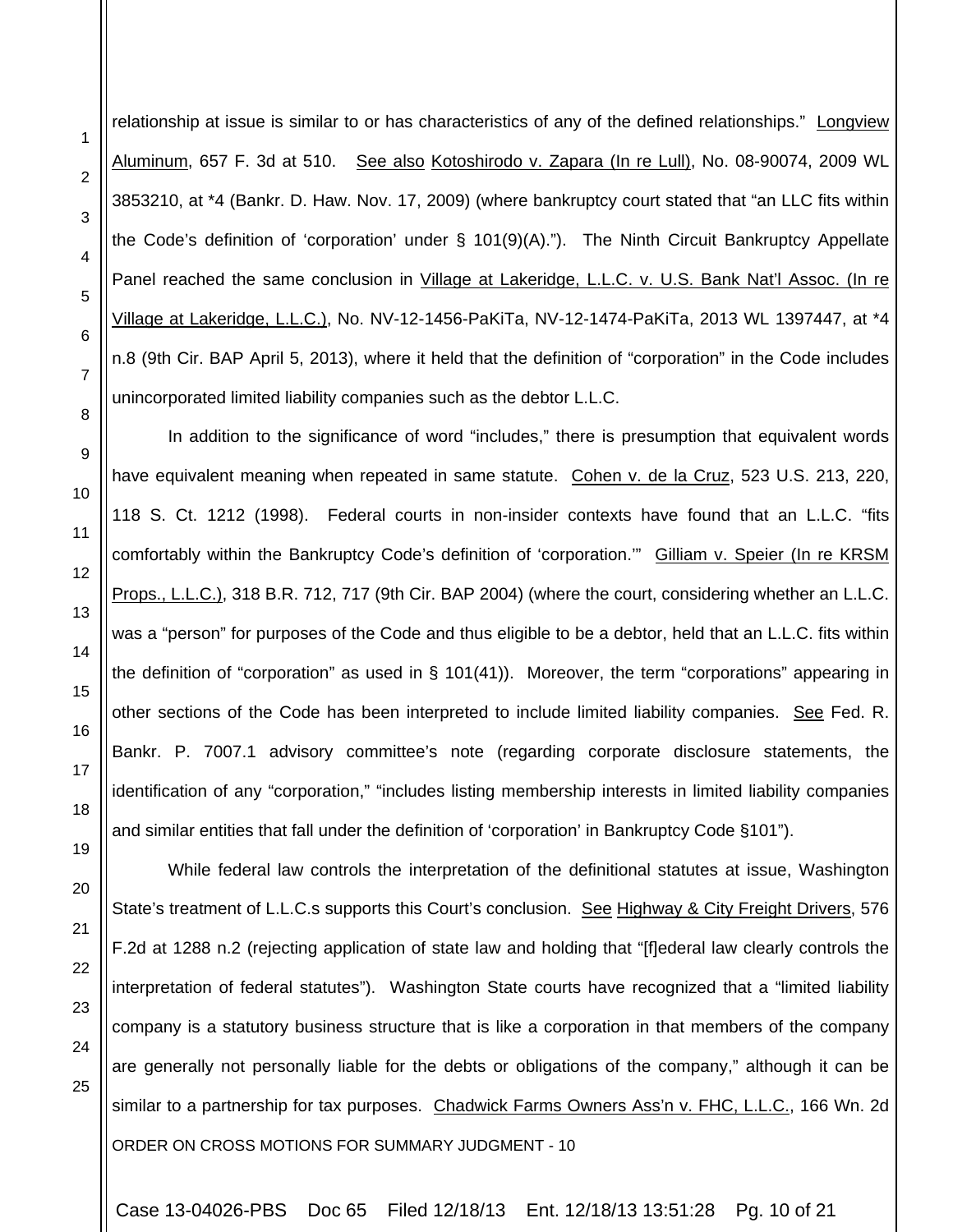relationship at issue is similar to or has characteristics of any of the defined relationships." Longview Aluminum, 657 F. 3d at 510. See also Kotoshirodo v. Zapara (In re Lull), No. 08-90074, 2009 WL 3853210, at *4 (Bankr. D. Haw. Nov. 17, 2009) (where bankruptcy court stated that "an LLC fits within the Code's definition of 'corporation' under § 101(9)(A)."). The Ninth Circuit Bankruptcy Appellate Panel reached the same conclusion in Village at Lakeridge, L.L.C. v. U.S. Bank Nat'l Assoc. (In re Village at Lakeridge, L.L.C.), No. NV-12-1456-PaKiTa, NV-12-1474-PaKiTa, 2013 WL 1397447, at *4 n.8 (9th Cir. BAP April 5, 2013), where it held that the definition of "corporation" in the Code includes unincorporated limited liability companies such as the debtor L.L.C.

In addition to the significance of word "includes," there is presumption that equivalent words have equivalent meaning when repeated in same statute. Cohen v. de la Cruz, 523 U.S. 213, 220, 118 S. Ct. 1212 (1998). Federal courts in non-insider contexts have found that an L.L.C. "fits comfortably within the Bankruptcy Code's definition of 'corporation.'" Gilliam v. Speier (In re KRSM Props., L.L.C.), 318 B.R. 712, 717 (9th Cir. BAP 2004) (where the court, considering whether an L.L.C. was a "person" for purposes of the Code and thus eligible to be a debtor, held that an L.L.C. fits within the definition of "corporation" as used in § 101(41)). Moreover, the term "corporations" appearing in other sections of the Code has been interpreted to include limited liability companies. See Fed. R. Bankr. P. 7007.1 advisory committee's note (regarding corporate disclosure statements, the identification of any "corporation," "includes listing membership interests in limited liability companies and similar entities that fall under the definition of 'corporation' in Bankruptcy Code §101").

While federal law controls the interpretation of the definitional statutes at issue, Washington State's treatment of L.L.C.s supports this Court's conclusion. See Highway & City Freight Drivers, 576 F.2d at 1288 n.2 (rejecting application of state law and holding that "[f]ederal law clearly controls the interpretation of federal statutes"). Washington State courts have recognized that a "limited liability company is a statutory business structure that is like a corporation in that members of the company are generally not personally liable for the debts or obligations of the company," although it can be similar to a partnership for tax purposes. Chadwick Farms Owners Ass'n v. FHC, L.L.C., 166 Wn. 2d

ORDER ON CROSS MOTIONS FOR SUMMARY JUDGMENT - 10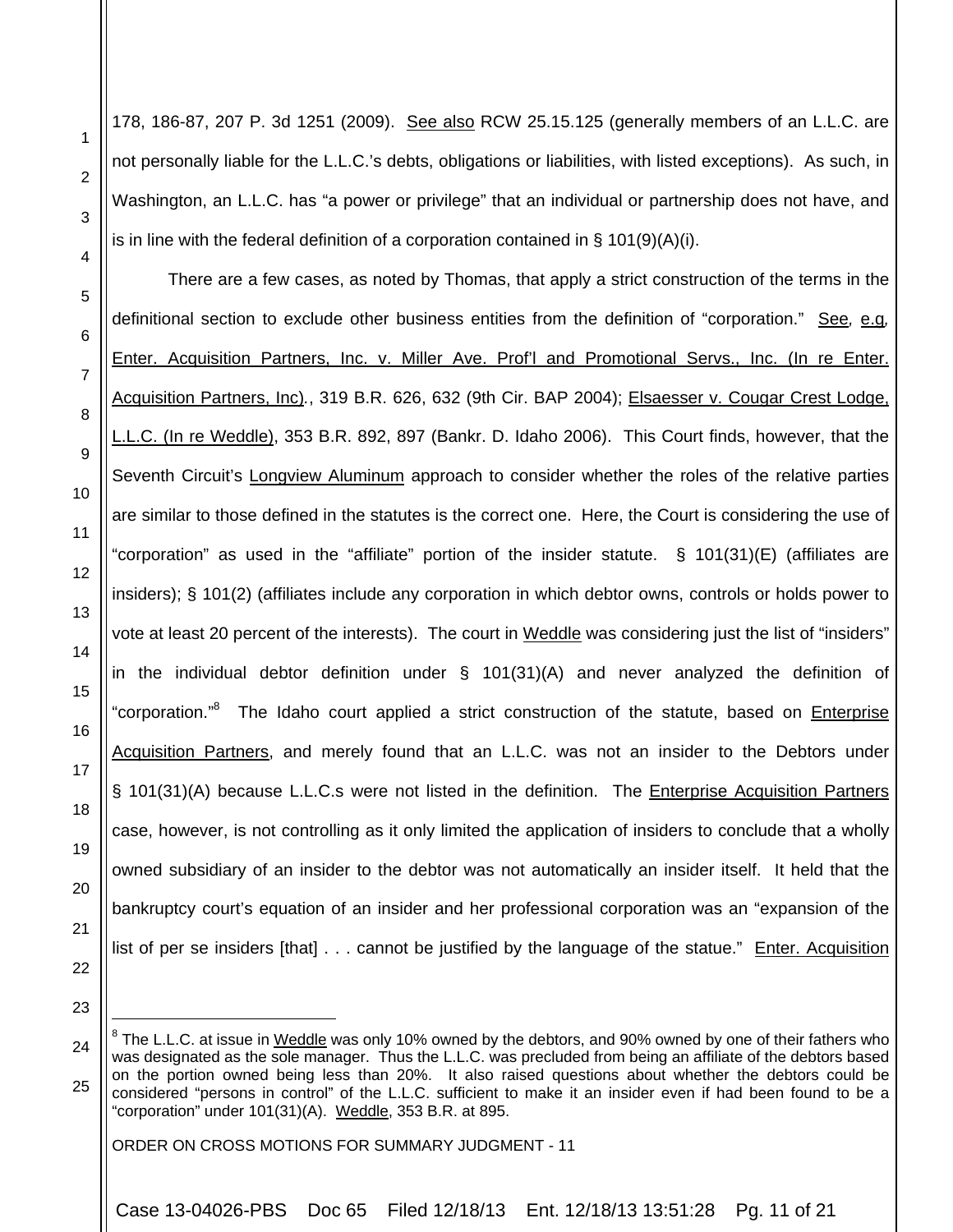178, 186-87, 207 P. 3d 1251 (2009). See also RCW 25.15.125 (generally members of an L.L.C. are not personally liable for the L.L.C.'s debts, obligations or liabilities, with listed exceptions). As such, in Washington, an L.L.C. has "a power or privilege" that an individual or partnership does not have, and is in line with the federal definition of a corporation contained in § 101(9)(A)(i).

There are a few cases, as noted by Thomas, that apply a strict construction of the terms in the definitional section to exclude other business entities from the definition of "corporation." See, e.g, Enter. Acquisition Partners, Inc. v. Miller Ave. Prof'l and Promotional Servs., Inc. (In re Enter. Acquisition Partners, Inc)., 319 B.R. 626, 632 (9th Cir. BAP 2004); Elsaesser v. Cougar Crest Lodge, L.L.C. (In re Weddle), 353 B.R. 892, 897 (Bankr. D. Idaho 2006). This Court finds, however, that the Seventh Circuit's Longview Aluminum approach to consider whether the roles of the relative parties are similar to those defined in the statutes is the correct one. Here, the Court is considering the use of "corporation" as used in the "affiliate" portion of the insider statute. § 101(31)(E) (affiliates are insiders); § 101(2) (affiliates include any corporation in which debtor owns, controls or holds power to vote at least 20 percent of the interests). The court in Weddle was considering just the list of "insiders" in the individual debtor definition under § 101(31)(A) and never analyzed the definition of "corporation."[8] The Idaho court applied a strict construction of the statute, based on Enterprise Acquisition Partners, and merely found that an L.L.C. was not an insider to the Debtors under § 101(31)(A) because L.L.C.s were not listed in the definition. The Enterprise Acquisition Partners case, however, is not controlling as it only limited the application of insiders to conclude that a wholly owned subsidiary of an insider to the debtor was not automatically an insider itself. It held that the bankruptcy court's equation of an insider and her professional corporation was an "expansion of the list of per se insiders [that] . . . cannot be justified by the language of the statue." Enter. Acquisition

---

[8] The L.L.C. at issue in Weddle was only 10% owned by the debtors, and 90% owned by one of their fathers who was designated as the sole manager. Thus the L.L.C. was precluded from being an affiliate of the debtors based on the portion owned being less than 20%. It also raised questions about whether the debtors could be considered "persons in control" of the L.L.C. sufficient to make it an insider even if had been found to be a "corporation" under 101(31)(A). Weddle, 353 B.R. at 895.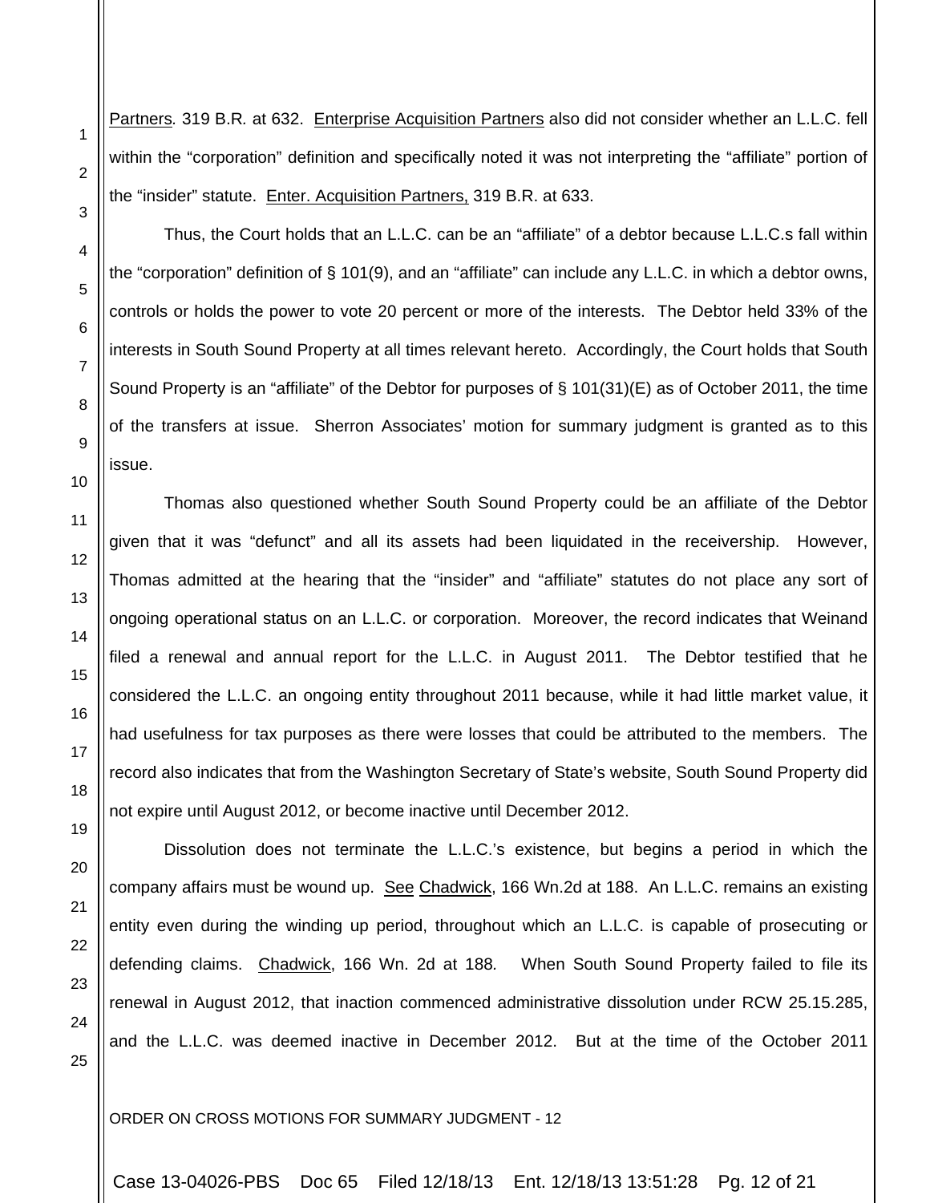Partners. 319 B.R. at 632. Enterprise Acquisition Partners also did not consider whether an L.L.C. fell within the "corporation" definition and specifically noted it was not interpreting the "affiliate" portion of the "insider" statute. Enter. Acquisition Partners, 319 B.R. at 633.

Thus, the Court holds that an L.L.C. can be an "affiliate" of a debtor because L.L.C.s fall within the "corporation" definition of § 101(9), and an "affiliate" can include any L.L.C. in which a debtor owns, controls or holds the power to vote 20 percent or more of the interests. The Debtor held 33% of the interests in South Sound Property at all times relevant hereto. Accordingly, the Court holds that South Sound Property is an "affiliate" of the Debtor for purposes of § 101(31)(E) as of October 2011, the time of the transfers at issue. Sherron Associates' motion for summary judgment is granted as to this issue.

Thomas also questioned whether South Sound Property could be an affiliate of the Debtor given that it was "defunct" and all its assets had been liquidated in the receivership. However, Thomas admitted at the hearing that the "insider" and "affiliate" statutes do not place any sort of ongoing operational status on an L.L.C. or corporation. Moreover, the record indicates that Weinand filed a renewal and annual report for the L.L.C. in August 2011. The Debtor testified that he considered the L.L.C. an ongoing entity throughout 2011 because, while it had little market value, it had usefulness for tax purposes as there were losses that could be attributed to the members. The record also indicates that from the Washington Secretary of State's website, South Sound Property did not expire until August 2012, or become inactive until December 2012.

Dissolution does not terminate the L.L.C.'s existence, but begins a period in which the company affairs must be wound up. See Chadwick, 166 Wn.2d at 188. An L.L.C. remains an existing entity even during the winding up period, throughout which an L.L.C. is capable of prosecuting or defending claims. Chadwick, 166 Wn. 2d at 188. When South Sound Property failed to file its renewal in August 2012, that inaction commenced administrative dissolution under RCW 25.15.285, and the L.L.C. was deemed inactive in December 2012. But at the time of the October 2011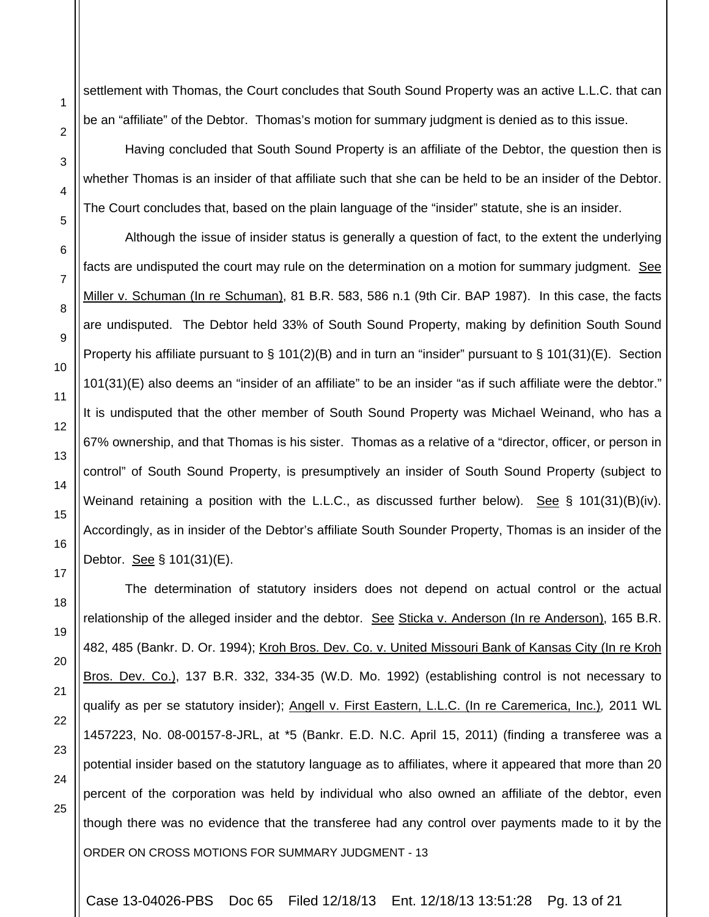settlement with Thomas, the Court concludes that South Sound Property was an active L.L.C. that can be an "affiliate" of the Debtor. Thomas's motion for summary judgment is denied as to this issue.

Having concluded that South Sound Property is an affiliate of the Debtor, the question then is whether Thomas is an insider of that affiliate such that she can be held to be an insider of the Debtor. The Court concludes that, based on the plain language of the "insider" statute, she is an insider.

Although the issue of insider status is generally a question of fact, to the extent the underlying facts are undisputed the court may rule on the determination on a motion for summary judgment. See Miller v. Schuman (In re Schuman), 81 B.R. 583, 586 n.1 (9th Cir. BAP 1987). In this case, the facts are undisputed. The Debtor held 33% of South Sound Property, making by definition South Sound Property his affiliate pursuant to § 101(2)(B) and in turn an "insider" pursuant to § 101(31)(E). Section 101(31)(E) also deems an "insider of an affiliate" to be an insider "as if such affiliate were the debtor." It is undisputed that the other member of South Sound Property was Michael Weinand, who has a 67% ownership, and that Thomas is his sister. Thomas as a relative of a "director, officer, or person in control" of South Sound Property, is presumptively an insider of South Sound Property (subject to Weinand retaining a position with the L.L.C., as discussed further below). See § 101(31)(B)(iv). Accordingly, as in insider of the Debtor's affiliate South Sounder Property, Thomas is an insider of the Debtor. See § 101(31)(E).

The determination of statutory insiders does not depend on actual control or the actual relationship of the alleged insider and the debtor. See Sticka v. Anderson (In re Anderson), 165 B.R. 482, 485 (Bankr. D. Or. 1994); Kroh Bros. Dev. Co. v. United Missouri Bank of Kansas City (In re Kroh Bros. Dev. Co.), 137 B.R. 332, 334-35 (W.D. Mo. 1992) (establishing control is not necessary to qualify as per se statutory insider); Angell v. First Eastern, L.L.C. (In re Caremerica, Inc.), 2011 WL 1457223, No. 08-00157-8-JRL, at *5 (Bankr. E.D. N.C. April 15, 2011) (finding a transferee was a potential insider based on the statutory language as to affiliates, where it appeared that more than 20 percent of the corporation was held by individual who also owned an affiliate of the debtor, even though there was no evidence that the transferee had any control over payments made to it by the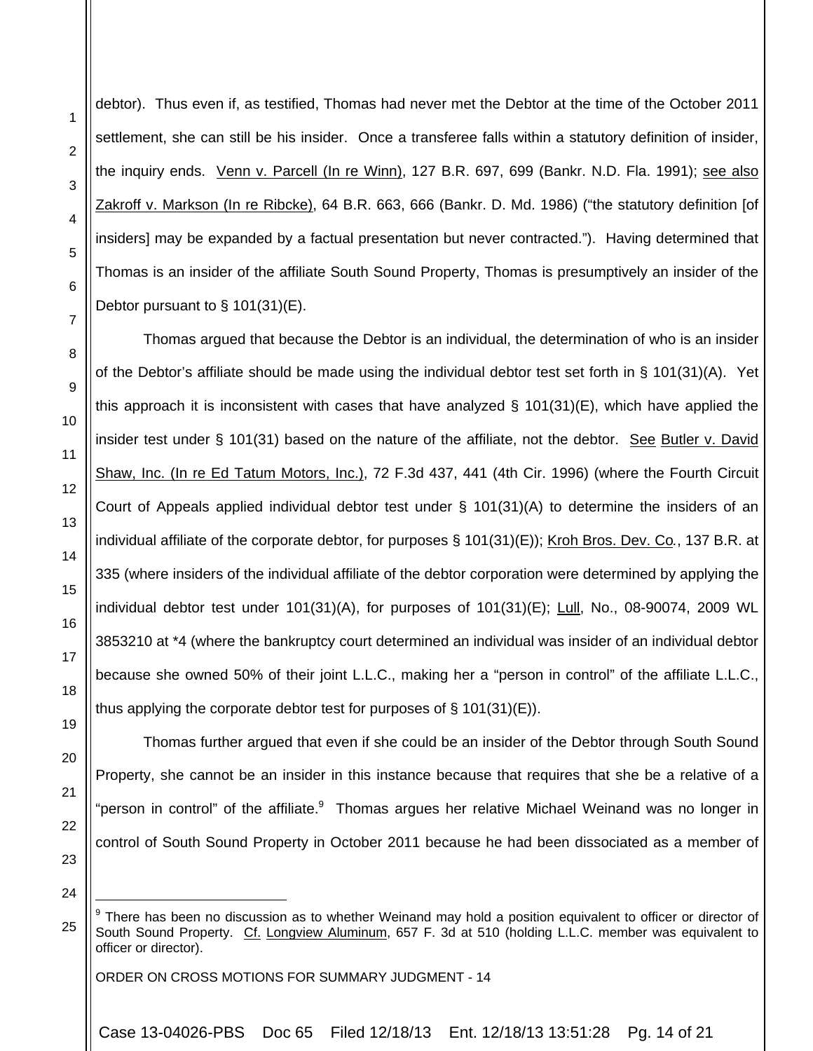debtor). Thus even if, as testified, Thomas had never met the Debtor at the time of the October 2011 settlement, she can still be his insider. Once a transferee falls within a statutory definition of insider, the inquiry ends. Venn v. Parcell (In re Winn), 127 B.R. 697, 699 (Bankr. N.D. Fla. 1991); see also Zakroff v. Markson (In re Ribcke), 64 B.R. 663, 666 (Bankr. D. Md. 1986) ("the statutory definition [of insiders] may be expanded by a factual presentation but never contracted."). Having determined that Thomas is an insider of the affiliate South Sound Property, Thomas is presumptively an insider of the Debtor pursuant to § 101(31)(E).

Thomas argued that because the Debtor is an individual, the determination of who is an insider of the Debtor's affiliate should be made using the individual debtor test set forth in § 101(31)(A). Yet this approach it is inconsistent with cases that have analyzed § 101(31)(E), which have applied the insider test under § 101(31) based on the nature of the affiliate, not the debtor. See Butler v. David Shaw, Inc. (In re Ed Tatum Motors, Inc.), 72 F.3d 437, 441 (4th Cir. 1996) (where the Fourth Circuit Court of Appeals applied individual debtor test under § 101(31)(A) to determine the insiders of an individual affiliate of the corporate debtor, for purposes § 101(31)(E)); Kroh Bros. Dev. Co., 137 B.R. at 335 (where insiders of the individual affiliate of the debtor corporation were determined by applying the individual debtor test under 101(31)(A), for purposes of 101(31)(E); Lull, No., 08-90074, 2009 WL 3853210 at *4 (where the bankruptcy court determined an individual was insider of an individual debtor because she owned 50% of their joint L.L.C., making her a "person in control" of the affiliate L.L.C., thus applying the corporate debtor test for purposes of § 101(31)(E)).

Thomas further argued that even if she could be an insider of the Debtor through South Sound Property, she cannot be an insider in this instance because that requires that she be a relative of a "person in control" of the affiliate.[9] Thomas argues her relative Michael Weinand was no longer in control of South Sound Property in October 2011 because he had been dissociated as a member of

[9] There has been no discussion as to whether Weinand may hold a position equivalent to officer or director of South Sound Property. Cf. Longview Aluminum, 657 F. 3d at 510 (holding L.L.C. member was equivalent to officer or director).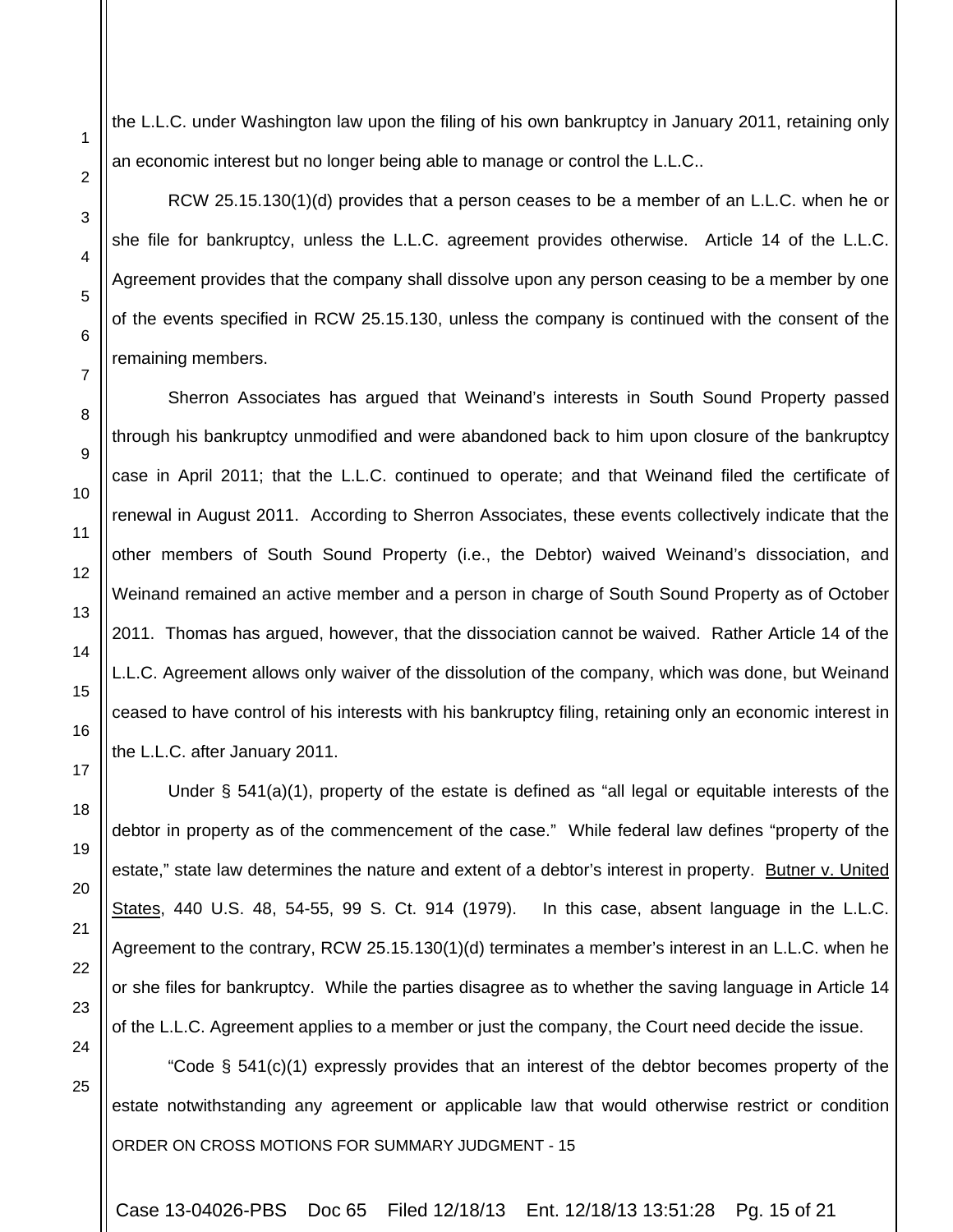the L.L.C. under Washington law upon the filing of his own bankruptcy in January 2011, retaining only an economic interest but no longer being able to manage or control the L.L.C..

RCW 25.15.130(1)(d) provides that a person ceases to be a member of an L.L.C. when he or she file for bankruptcy, unless the L.L.C. agreement provides otherwise. Article 14 of the L.L.C. Agreement provides that the company shall dissolve upon any person ceasing to be a member by one of the events specified in RCW 25.15.130, unless the company is continued with the consent of the remaining members.

Sherron Associates has argued that Weinand's interests in South Sound Property passed through his bankruptcy unmodified and were abandoned back to him upon closure of the bankruptcy case in April 2011; that the L.L.C. continued to operate; and that Weinand filed the certificate of renewal in August 2011. According to Sherron Associates, these events collectively indicate that the other members of South Sound Property (i.e., the Debtor) waived Weinand's dissociation, and Weinand remained an active member and a person in charge of South Sound Property as of October 2011. Thomas has argued, however, that the dissociation cannot be waived. Rather Article 14 of the L.L.C. Agreement allows only waiver of the dissolution of the company, which was done, but Weinand ceased to have control of his interests with his bankruptcy filing, retaining only an economic interest in the L.L.C. after January 2011.

Under § 541(a)(1), property of the estate is defined as "all legal or equitable interests of the debtor in property as of the commencement of the case." While federal law defines "property of the estate," state law determines the nature and extent of a debtor's interest in property. Butner v. United States, 440 U.S. 48, 54-55, 99 S. Ct. 914 (1979). In this case, absent language in the L.L.C. Agreement to the contrary, RCW 25.15.130(1)(d) terminates a member's interest in an L.L.C. when he or she files for bankruptcy. While the parties disagree as to whether the saving language in Article 14 of the L.L.C. Agreement applies to a member or just the company, the Court need decide the issue.

"Code § 541(c)(1) expressly provides that an interest of the debtor becomes property of the estate notwithstanding any agreement or applicable law that would otherwise restrict or condition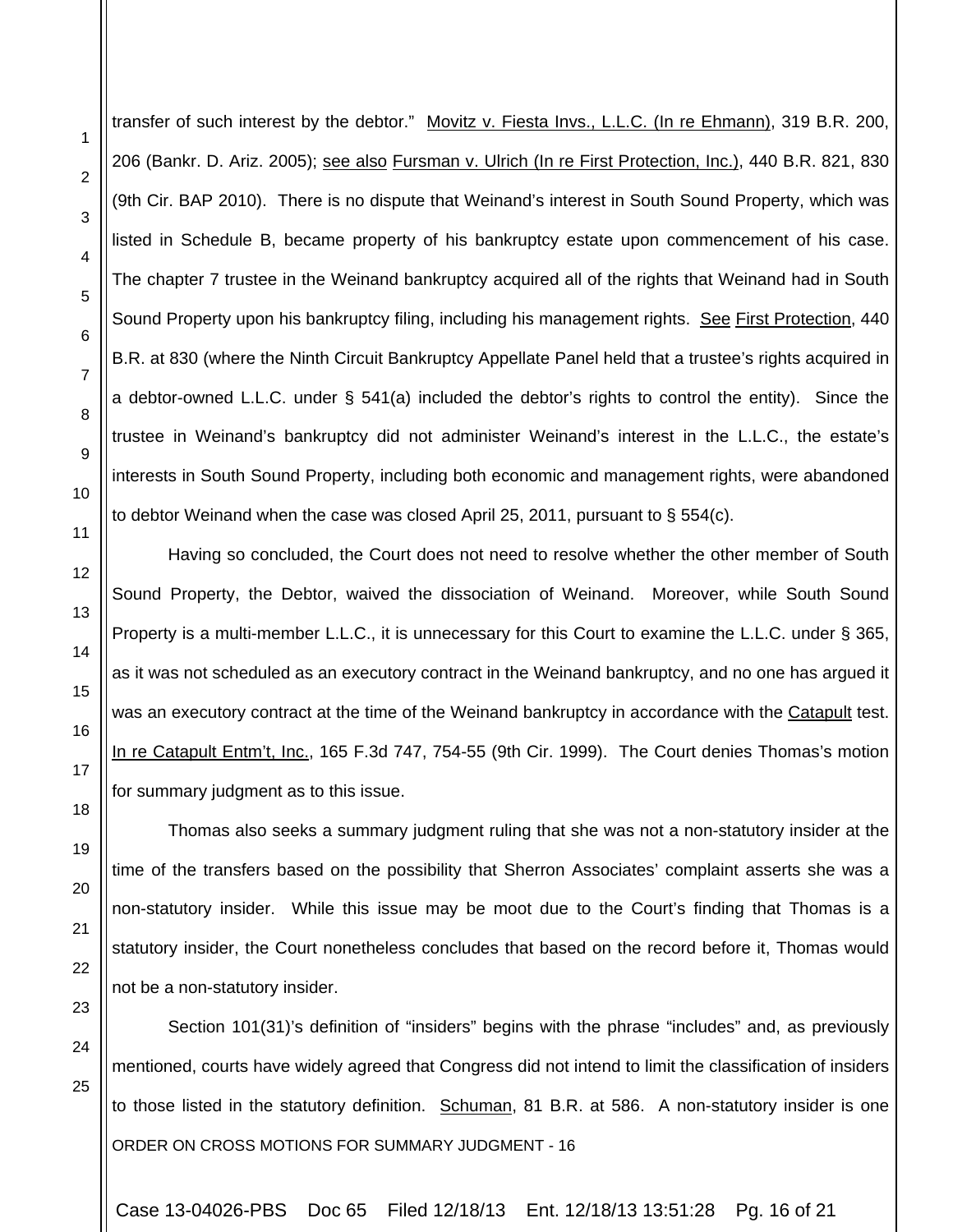transfer of such interest by the debtor." Movitz v. Fiesta Invs., L.L.C. (In re Ehmann), 319 B.R. 200, 206 (Bankr. D. Ariz. 2005); see also Fursman v. Ulrich (In re First Protection, Inc.), 440 B.R. 821, 830 (9th Cir. BAP 2010). There is no dispute that Weinand's interest in South Sound Property, which was listed in Schedule B, became property of his bankruptcy estate upon commencement of his case. The chapter 7 trustee in the Weinand bankruptcy acquired all of the rights that Weinand had in South Sound Property upon his bankruptcy filing, including his management rights. See First Protection, 440 B.R. at 830 (where the Ninth Circuit Bankruptcy Appellate Panel held that a trustee's rights acquired in a debtor-owned L.L.C. under § 541(a) included the debtor's rights to control the entity). Since the trustee in Weinand's bankruptcy did not administer Weinand's interest in the L.L.C., the estate's interests in South Sound Property, including both economic and management rights, were abandoned to debtor Weinand when the case was closed April 25, 2011, pursuant to § 554(c).

Having so concluded, the Court does not need to resolve whether the other member of South Sound Property, the Debtor, waived the dissociation of Weinand. Moreover, while South Sound Property is a multi-member L.L.C., it is unnecessary for this Court to examine the L.L.C. under § 365, as it was not scheduled as an executory contract in the Weinand bankruptcy, and no one has argued it was an executory contract at the time of the Weinand bankruptcy in accordance with the Catapult test. In re Catapult Entm't, Inc., 165 F.3d 747, 754-55 (9th Cir. 1999). The Court denies Thomas's motion for summary judgment as to this issue.

Thomas also seeks a summary judgment ruling that she was not a non-statutory insider at the time of the transfers based on the possibility that Sherron Associates' complaint asserts she was a non-statutory insider. While this issue may be moot due to the Court's finding that Thomas is a statutory insider, the Court nonetheless concludes that based on the record before it, Thomas would not be a non-statutory insider.

Section 101(31)'s definition of "insiders" begins with the phrase "includes" and, as previously mentioned, courts have widely agreed that Congress did not intend to limit the classification of insiders to those listed in the statutory definition. Schuman, 81 B.R. at 586. A non-statutory insider is one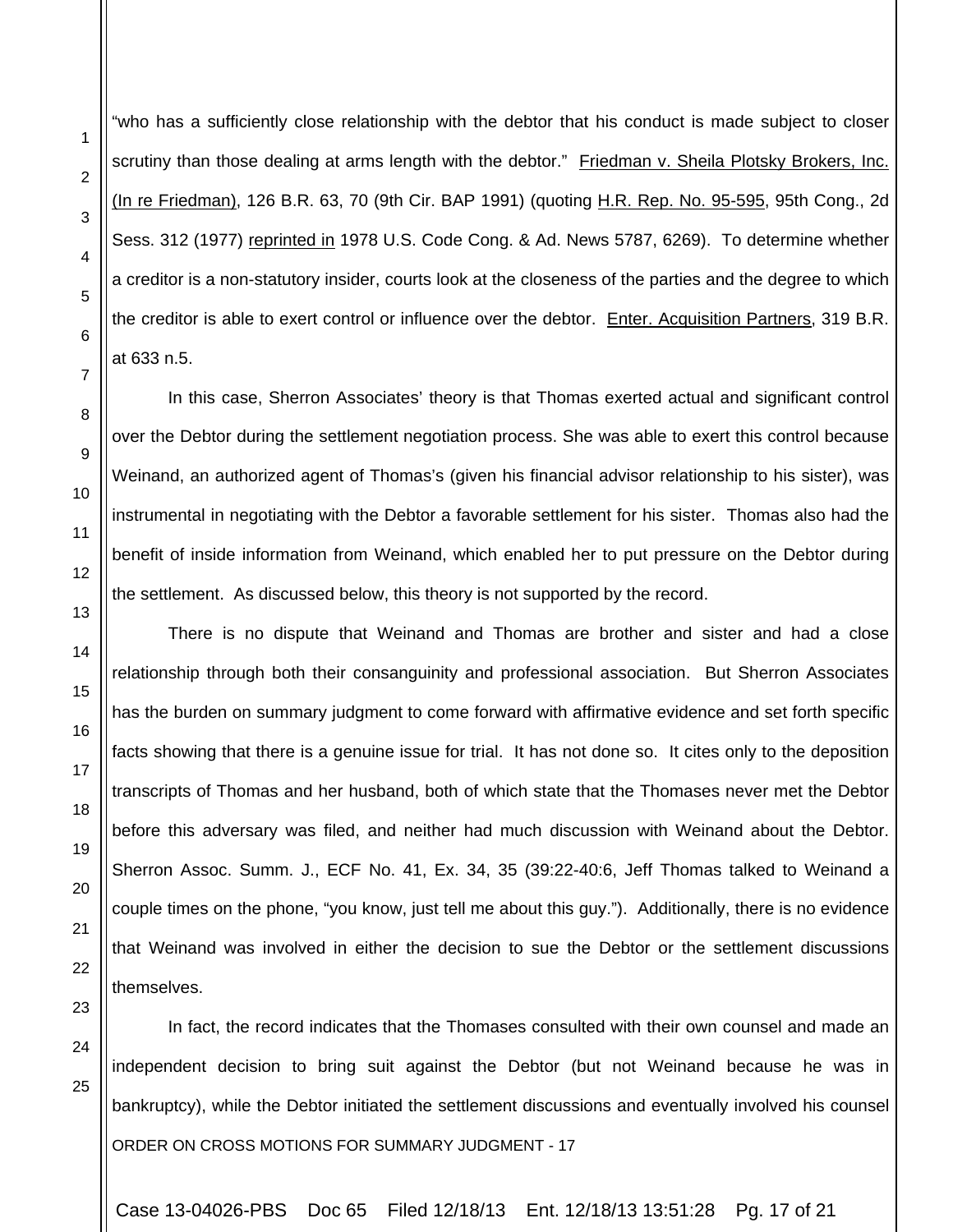"who has a sufficiently close relationship with the debtor that his conduct is made subject to closer scrutiny than those dealing at arms length with the debtor." Friedman v. Sheila Plotsky Brokers, Inc. (In re Friedman), 126 B.R. 63, 70 (9th Cir. BAP 1991) (quoting H.R. Rep. No. 95-595, 95th Cong., 2d Sess. 312 (1977) reprinted in 1978 U.S. Code Cong. & Ad. News 5787, 6269). To determine whether a creditor is a non-statutory insider, courts look at the closeness of the parties and the degree to which the creditor is able to exert control or influence over the debtor. Enter. Acquisition Partners, 319 B.R. at 633 n.5.

In this case, Sherron Associates' theory is that Thomas exerted actual and significant control over the Debtor during the settlement negotiation process. She was able to exert this control because Weinand, an authorized agent of Thomas's (given his financial advisor relationship to his sister), was instrumental in negotiating with the Debtor a favorable settlement for his sister. Thomas also had the benefit of inside information from Weinand, which enabled her to put pressure on the Debtor during the settlement. As discussed below, this theory is not supported by the record.

There is no dispute that Weinand and Thomas are brother and sister and had a close relationship through both their consanguinity and professional association. But Sherron Associates has the burden on summary judgment to come forward with affirmative evidence and set forth specific facts showing that there is a genuine issue for trial. It has not done so. It cites only to the deposition transcripts of Thomas and her husband, both of which state that the Thomases never met the Debtor before this adversary was filed, and neither had much discussion with Weinand about the Debtor. Sherron Assoc. Summ. J., ECF No. 41, Ex. 34, 35 (39:22-40:6, Jeff Thomas talked to Weinand a couple times on the phone, "you know, just tell me about this guy."). Additionally, there is no evidence that Weinand was involved in either the decision to sue the Debtor or the settlement discussions themselves.

In fact, the record indicates that the Thomases consulted with their own counsel and made an independent decision to bring suit against the Debtor (but not Weinand because he was in bankruptcy), while the Debtor initiated the settlement discussions and eventually involved his counsel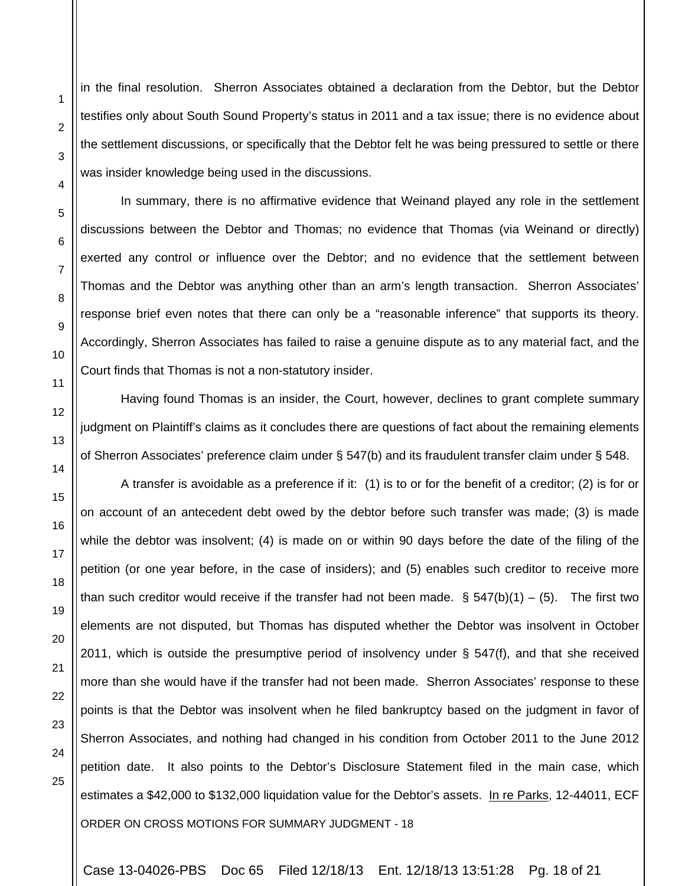in the final resolution. Sherron Associates obtained a declaration from the Debtor, but the Debtor testifies only about South Sound Property's status in 2011 and a tax issue; there is no evidence about the settlement discussions, or specifically that the Debtor felt he was being pressured to settle or there was insider knowledge being used in the discussions.

In summary, there is no affirmative evidence that Weinand played any role in the settlement discussions between the Debtor and Thomas; no evidence that Thomas (via Weinand or directly) exerted any control or influence over the Debtor; and no evidence that the settlement between Thomas and the Debtor was anything other than an arm's length transaction. Sherron Associates' response brief even notes that there can only be a "reasonable inference" that supports its theory. Accordingly, Sherron Associates has failed to raise a genuine dispute as to any material fact, and the Court finds that Thomas is not a non-statutory insider.

Having found Thomas is an insider, the Court, however, declines to grant complete summary judgment on Plaintiff's claims as it concludes there are questions of fact about the remaining elements of Sherron Associates' preference claim under § 547(b) and its fraudulent transfer claim under § 548.

A transfer is avoidable as a preference if it: (1) is to or for the benefit of a creditor; (2) is for or on account of an antecedent debt owed by the debtor before such transfer was made; (3) is made while the debtor was insolvent; (4) is made on or within 90 days before the date of the filing of the petition (or one year before, in the case of insiders); and (5) enables such creditor to receive more than such creditor would receive if the transfer had not been made. § 547(b)(1) – (5). The first two elements are not disputed, but Thomas has disputed whether the Debtor was insolvent in October 2011, which is outside the presumptive period of insolvency under § 547(f), and that she received more than she would have if the transfer had not been made. Sherron Associates' response to these points is that the Debtor was insolvent when he filed bankruptcy based on the judgment in favor of Sherron Associates, and nothing had changed in his condition from October 2011 to the June 2012 petition date. It also points to the Debtor's Disclosure Statement filed in the main case, which estimates a $42,000 to $132,000 liquidation value for the Debtor's assets. In re Parks, 12-44011, ECF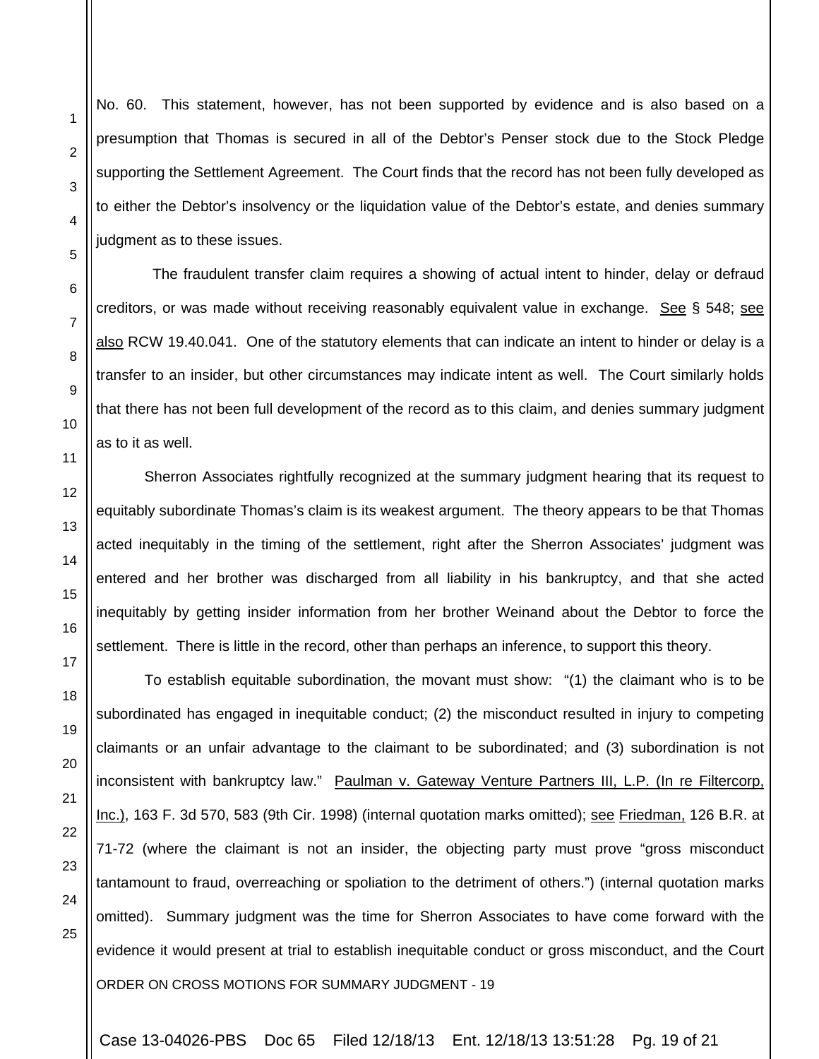No. 60. This statement, however, has not been supported by evidence and is also based on a presumption that Thomas is secured in all of the Debtor's Penser stock due to the Stock Pledge supporting the Settlement Agreement. The Court finds that the record has not been fully developed as to either the Debtor's insolvency or the liquidation value of the Debtor's estate, and denies summary judgment as to these issues.

The fraudulent transfer claim requires a showing of actual intent to hinder, delay or defraud creditors, or was made without receiving reasonably equivalent value in exchange. See § 548; see also RCW 19.40.041. One of the statutory elements that can indicate an intent to hinder or delay is a transfer to an insider, but other circumstances may indicate intent as well. The Court similarly holds that there has not been full development of the record as to this claim, and denies summary judgment as to it as well.

Sherron Associates rightfully recognized at the summary judgment hearing that its request to equitably subordinate Thomas's claim is its weakest argument. The theory appears to be that Thomas acted inequitably in the timing of the settlement, right after the Sherron Associates' judgment was entered and her brother was discharged from all liability in his bankruptcy, and that she acted inequitably by getting insider information from her brother Weinand about the Debtor to force the settlement. There is little in the record, other than perhaps an inference, to support this theory.

To establish equitable subordination, the movant must show: "(1) the claimant who is to be subordinated has engaged in inequitable conduct; (2) the misconduct resulted in injury to competing claimants or an unfair advantage to the claimant to be subordinated; and (3) subordination is not inconsistent with bankruptcy law." Paulman v. Gateway Venture Partners III, L.P. (In re Filtercorp, Inc.), 163 F. 3d 570, 583 (9th Cir. 1998) (internal quotation marks omitted); see Friedman, 126 B.R. at 71-72 (where the claimant is not an insider, the objecting party must prove "gross misconduct tantamount to fraud, overreaching or spoliation to the detriment of others.") (internal quotation marks omitted). Summary judgment was the time for Sherron Associates to have come forward with the evidence it would present at trial to establish inequitable conduct or gross misconduct, and the Court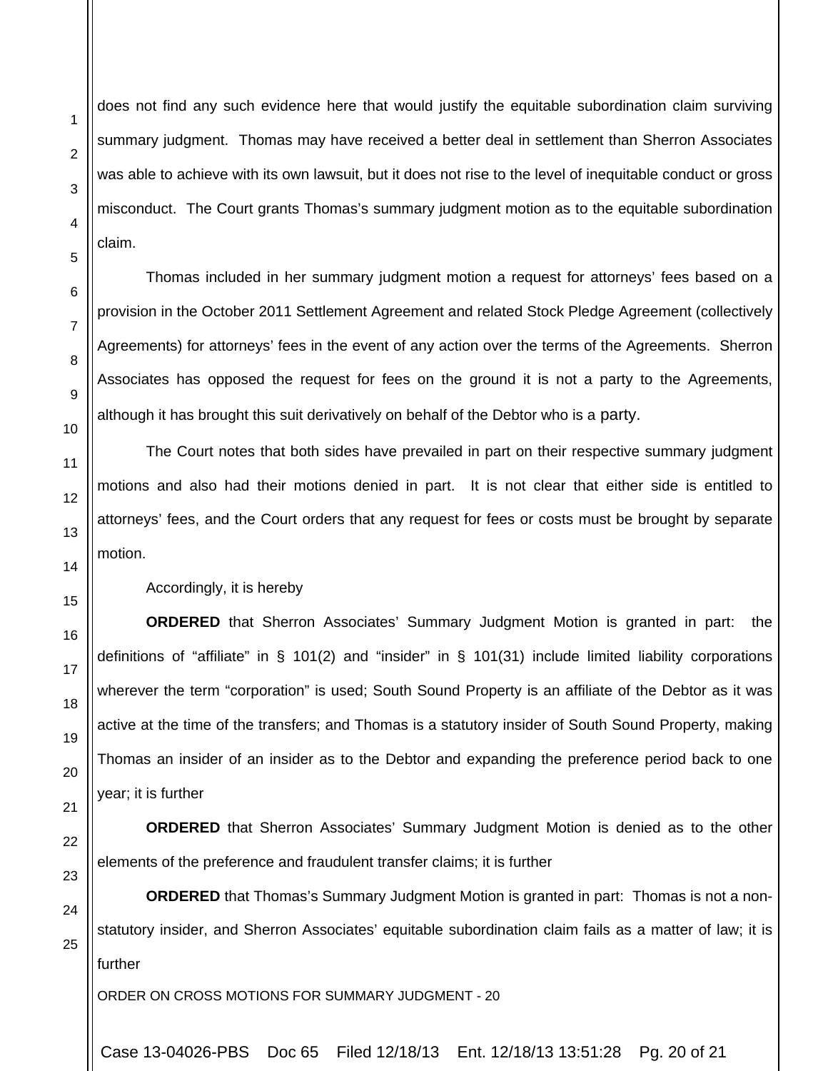does not find any such evidence here that would justify the equitable subordination claim surviving summary judgment. Thomas may have received a better deal in settlement than Sherron Associates was able to achieve with its own lawsuit, but it does not rise to the level of inequitable conduct or gross misconduct. The Court grants Thomas's summary judgment motion as to the equitable subordination claim.

Thomas included in her summary judgment motion a request for attorneys' fees based on a provision in the October 2011 Settlement Agreement and related Stock Pledge Agreement (collectively Agreements) for attorneys' fees in the event of any action over the terms of the Agreements. Sherron Associates has opposed the request for fees on the ground it is not a party to the Agreements, although it has brought this suit derivatively on behalf of the Debtor who is a party.

The Court notes that both sides have prevailed in part on their respective summary judgment motions and also had their motions denied in part. It is not clear that either side is entitled to attorneys' fees, and the Court orders that any request for fees or costs must be brought by separate motion.

Accordingly, it is hereby

**ORDERED** that Sherron Associates' Summary Judgment Motion is granted in part: the definitions of "affiliate" in § 101(2) and "insider" in § 101(31) include limited liability corporations wherever the term "corporation" is used; South Sound Property is an affiliate of the Debtor as it was active at the time of the transfers; and Thomas is a statutory insider of South Sound Property, making Thomas an insider of an insider as to the Debtor and expanding the preference period back to one year; it is further

**ORDERED** that Sherron Associates' Summary Judgment Motion is denied as to the other elements of the preference and fraudulent transfer claims; it is further

**ORDERED** that Thomas's Summary Judgment Motion is granted in part: Thomas is not a non-statutory insider, and Sherron Associates' equitable subordination claim fails as a matter of law; it is further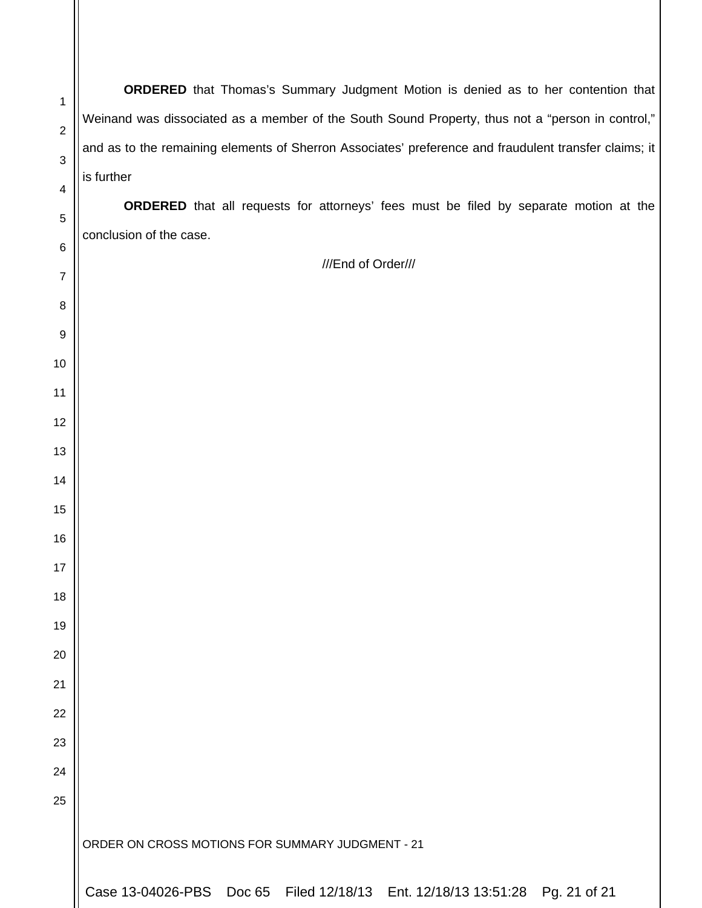**ORDERED** that Thomas's Summary Judgment Motion is denied as to her contention that Weinand was dissociated as a member of the South Sound Property, thus not a "person in control," and as to the remaining elements of Sherron Associates' preference and fraudulent transfer claims; it is further

**ORDERED** that all requests for attorneys' fees must be filed by separate motion at the conclusion of the case.

///End of Order///